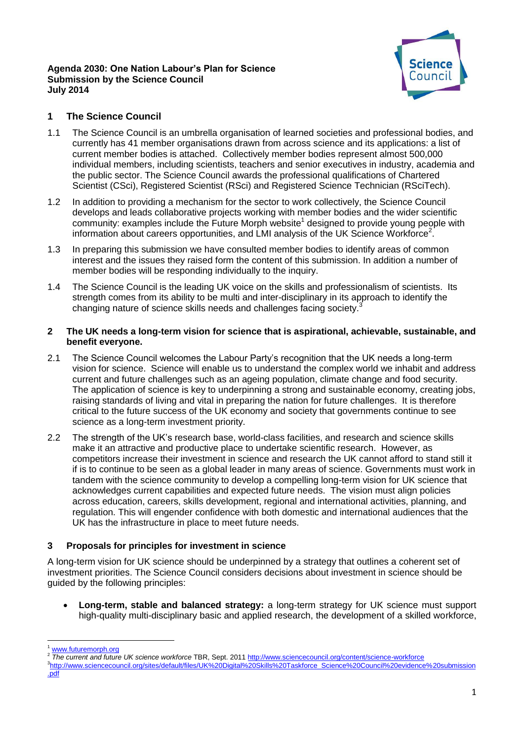**Agenda 2030: One Nation Labour's Plan for Science**
**Submission by the Science Council**
**July 2014**

## 1 The Science Council

1.1 The Science Council is an umbrella organisation of learned societies and professional bodies, and currently has 41 member organisations drawn from across science and its applications: a list of current member bodies is attached. Collectively member bodies represent almost 500,000 individual members, including scientists, teachers and senior executives in industry, academia and the public sector. The Science Council awards the professional qualifications of Chartered Scientist (CSci), Registered Scientist (RSci) and Registered Science Technician (RSciTech).

1.2 In addition to providing a mechanism for the sector to work collectively, the Science Council develops and leads collaborative projects working with member bodies and the wider scientific community: examples include the Future Morph website[1] designed to provide young people with information about careers opportunities, and LMI analysis of the UK Science Workforce[2].

1.3 In preparing this submission we have consulted member bodies to identify areas of common interest and the issues they raised form the content of this submission. In addition a number of member bodies will be responding individually to the inquiry.

1.4 The Science Council is the leading UK voice on the skills and professionalism of scientists. Its strength comes from its ability to be multi and inter-disciplinary in its approach to identify the changing nature of science skills needs and challenges facing society.[3]

## 2 The UK needs a long-term vision for science that is aspirational, achievable, sustainable, and benefit everyone.

2.1 The Science Council welcomes the Labour Party's recognition that the UK needs a long-term vision for science. Science will enable us to understand the complex world we inhabit and address current and future challenges such as an ageing population, climate change and food security. The application of science is key to underpinning a strong and sustainable economy, creating jobs, raising standards of living and vital in preparing the nation for future challenges. It is therefore critical to the future success of the UK economy and society that governments continue to see science as a long-term investment priority.

2.2 The strength of the UK's research base, world-class facilities, and research and science skills make it an attractive and productive place to undertake scientific research. However, as competitors increase their investment in science and research the UK cannot afford to stand still it if is to continue to be seen as a global leader in many areas of science. Governments must work in tandem with the science community to develop a compelling long-term vision for UK science that acknowledges current capabilities and expected future needs. The vision must align policies across education, careers, skills development, regional and international activities, planning, and regulation. This will engender confidence with both domestic and international audiences that the UK has the infrastructure in place to meet future needs.

## 3 Proposals for principles for investment in science

A long-term vision for UK science should be underpinned by a strategy that outlines a coherent set of investment priorities. The Science Council considers decisions about investment in science should be guided by the following principles:

- **Long-term, stable and balanced strategy:** a long-term strategy for UK science must support high-quality multi-disciplinary basic and applied research, the development of a skilled workforce,

---

[1] www.futuremorph.org
[2] *The current and future UK science workforce* TBR, Sept. 2011 http://www.sciencecouncil.org/content/science-workforce
[3] http://www.sciencecouncil.org/sites/default/files/UK%20Digital%20Skills%20Taskforce_Science%20Council%20evidence%20submission.pdf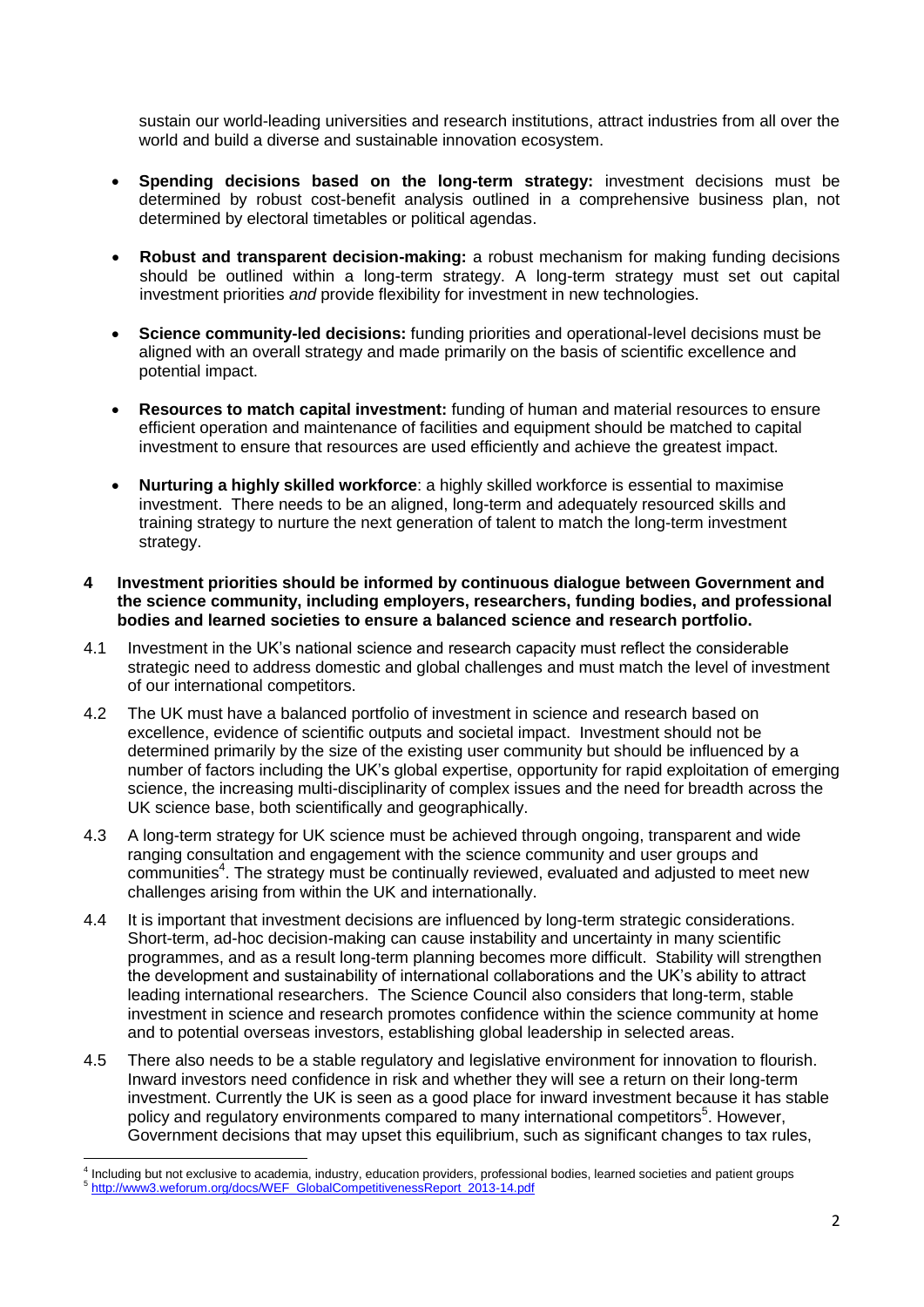sustain our world-leading universities and research institutions, attract industries from all over the world and build a diverse and sustainable innovation ecosystem.

- **Spending decisions based on the long-term strategy:** investment decisions must be determined by robust cost-benefit analysis outlined in a comprehensive business plan, not determined by electoral timetables or political agendas.

- **Robust and transparent decision-making:** a robust mechanism for making funding decisions should be outlined within a long-term strategy. A long-term strategy must set out capital investment priorities *and* provide flexibility for investment in new technologies.

- **Science community-led decisions:** funding priorities and operational-level decisions must be aligned with an overall strategy and made primarily on the basis of scientific excellence and potential impact.

- **Resources to match capital investment:** funding of human and material resources to ensure efficient operation and maintenance of facilities and equipment should be matched to capital investment to ensure that resources are used efficiently and achieve the greatest impact.

- **Nurturing a highly skilled workforce**: a highly skilled workforce is essential to maximise investment. There needs to be an aligned, long-term and adequately resourced skills and training strategy to nurture the next generation of talent to match the long-term investment strategy.

**4 Investment priorities should be informed by continuous dialogue between Government and the science community, including employers, researchers, funding bodies, and professional bodies and learned societies to ensure a balanced science and research portfolio.**

4.1 Investment in the UK's national science and research capacity must reflect the considerable strategic need to address domestic and global challenges and must match the level of investment of our international competitors.

4.2 The UK must have a balanced portfolio of investment in science and research based on excellence, evidence of scientific outputs and societal impact. Investment should not be determined primarily by the size of the existing user community but should be influenced by a number of factors including the UK's global expertise, opportunity for rapid exploitation of emerging science, the increasing multi-disciplinarity of complex issues and the need for breadth across the UK science base, both scientifically and geographically.

4.3 A long-term strategy for UK science must be achieved through ongoing, transparent and wide ranging consultation and engagement with the science community and user groups and communities[4]. The strategy must be continually reviewed, evaluated and adjusted to meet new challenges arising from within the UK and internationally.

4.4 It is important that investment decisions are influenced by long-term strategic considerations. Short-term, ad-hoc decision-making can cause instability and uncertainty in many scientific programmes, and as a result long-term planning becomes more difficult. Stability will strengthen the development and sustainability of international collaborations and the UK's ability to attract leading international researchers. The Science Council also considers that long-term, stable investment in science and research promotes confidence within the science community at home and to potential overseas investors, establishing global leadership in selected areas.

4.5 There also needs to be a stable regulatory and legislative environment for innovation to flourish. Inward investors need confidence in risk and whether they will see a return on their long-term investment. Currently the UK is seen as a good place for inward investment because it has stable policy and regulatory environments compared to many international competitors[5]. However, Government decisions that may upset this equilibrium, such as significant changes to tax rules,

[4] Including but not exclusive to academia, industry, education providers, professional bodies, learned societies and patient groups

[5] http://www3.weforum.org/docs/WEF_GlobalCompetitivenessReport_2013-14.pdf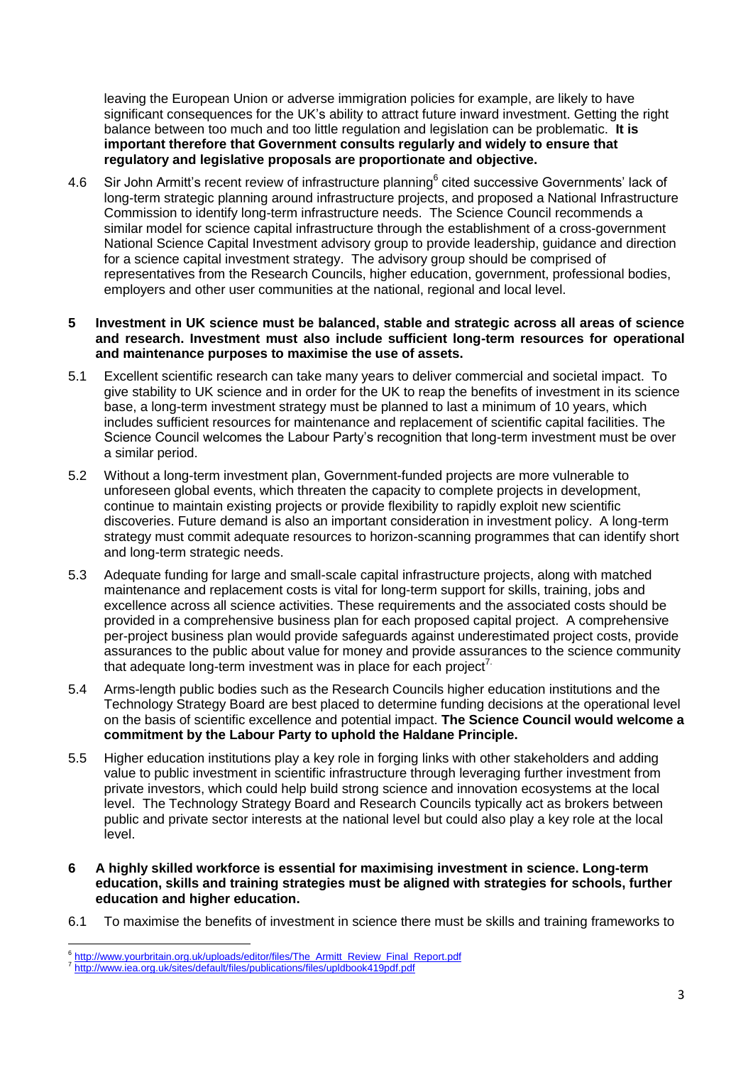leaving the European Union or adverse immigration policies for example, are likely to have significant consequences for the UK's ability to attract future inward investment. Getting the right balance between too much and too little regulation and legislation can be problematic. **It is important therefore that Government consults regularly and widely to ensure that regulatory and legislative proposals are proportionate and objective.**

4.6 Sir John Armitt's recent review of infrastructure planning[6] cited successive Governments' lack of long-term strategic planning around infrastructure projects, and proposed a National Infrastructure Commission to identify long-term infrastructure needs. The Science Council recommends a similar model for science capital infrastructure through the establishment of a cross-government National Science Capital Investment advisory group to provide leadership, guidance and direction for a science capital investment strategy. The advisory group should be comprised of representatives from the Research Councils, higher education, government, professional bodies, employers and other user communities at the national, regional and local level.

**5 Investment in UK science must be balanced, stable and strategic across all areas of science and research. Investment must also include sufficient long-term resources for operational and maintenance purposes to maximise the use of assets.**

5.1 Excellent scientific research can take many years to deliver commercial and societal impact. To give stability to UK science and in order for the UK to reap the benefits of investment in its science base, a long-term investment strategy must be planned to last a minimum of 10 years, which includes sufficient resources for maintenance and replacement of scientific capital facilities. The Science Council welcomes the Labour Party's recognition that long-term investment must be over a similar period.

5.2 Without a long-term investment plan, Government-funded projects are more vulnerable to unforeseen global events, which threaten the capacity to complete projects in development, continue to maintain existing projects or provide flexibility to rapidly exploit new scientific discoveries. Future demand is also an important consideration in investment policy. A long-term strategy must commit adequate resources to horizon-scanning programmes that can identify short and long-term strategic needs.

5.3 Adequate funding for large and small-scale capital infrastructure projects, along with matched maintenance and replacement costs is vital for long-term support for skills, training, jobs and excellence across all science activities. These requirements and the associated costs should be provided in a comprehensive business plan for each proposed capital project. A comprehensive per-project business plan would provide safeguards against underestimated project costs, provide assurances to the public about value for money and provide assurances to the science community that adequate long-term investment was in place for each project[7].

5.4 Arms-length public bodies such as the Research Councils higher education institutions and the Technology Strategy Board are best placed to determine funding decisions at the operational level on the basis of scientific excellence and potential impact. **The Science Council would welcome a commitment by the Labour Party to uphold the Haldane Principle.**

5.5 Higher education institutions play a key role in forging links with other stakeholders and adding value to public investment in scientific infrastructure through leveraging further investment from private investors, which could help build strong science and innovation ecosystems at the local level. The Technology Strategy Board and Research Councils typically act as brokers between public and private sector interests at the national level but could also play a key role at the local level.

**6 A highly skilled workforce is essential for maximising investment in science. Long-term education, skills and training strategies must be aligned with strategies for schools, further education and higher education.**

6.1 To maximise the benefits of investment in science there must be skills and training frameworks to

---

[6] http://www.yourbritain.org.uk/uploads/editor/files/The_Armitt_Review_Final_Report.pdf

[7] http://www.iea.org.uk/sites/default/files/publications/files/upldbook419pdf.pdf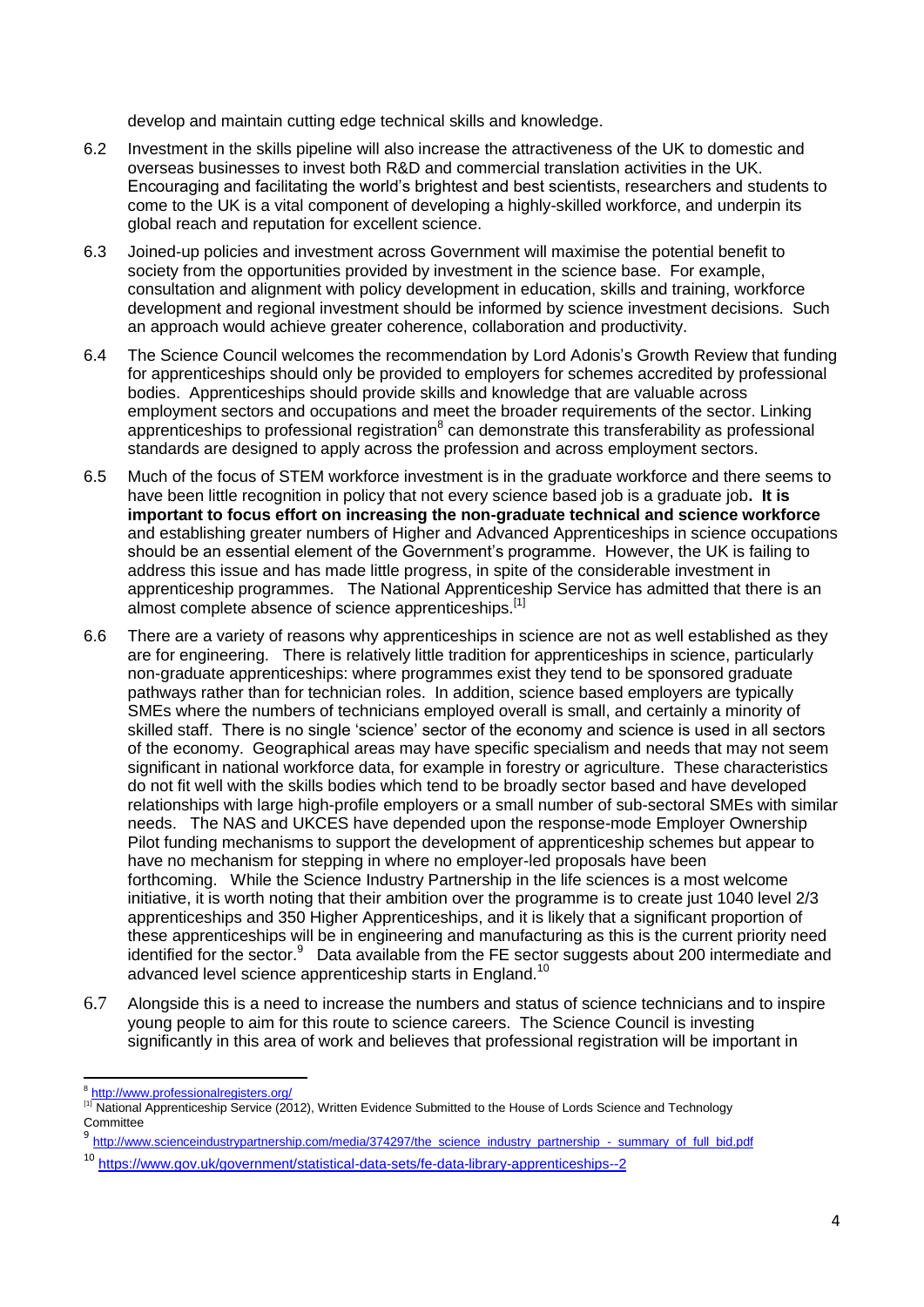develop and maintain cutting edge technical skills and knowledge.

6.2 Investment in the skills pipeline will also increase the attractiveness of the UK to domestic and overseas businesses to invest both R&D and commercial translation activities in the UK. Encouraging and facilitating the world's brightest and best scientists, researchers and students to come to the UK is a vital component of developing a highly-skilled workforce, and underpin its global reach and reputation for excellent science.

6.3 Joined-up policies and investment across Government will maximise the potential benefit to society from the opportunities provided by investment in the science base. For example, consultation and alignment with policy development in education, skills and training, workforce development and regional investment should be informed by science investment decisions. Such an approach would achieve greater coherence, collaboration and productivity.

6.4 The Science Council welcomes the recommendation by Lord Adonis's Growth Review that funding for apprenticeships should only be provided to employers for schemes accredited by professional bodies. Apprenticeships should provide skills and knowledge that are valuable across employment sectors and occupations and meet the broader requirements of the sector. Linking apprenticeships to professional registration[8] can demonstrate this transferability as professional standards are designed to apply across the profession and across employment sectors.

6.5 Much of the focus of STEM workforce investment is in the graduate workforce and there seems to have been little recognition in policy that not every science based job is a graduate job**. It is important to focus effort on increasing the non-graduate technical and science workforce** and establishing greater numbers of Higher and Advanced Apprenticeships in science occupations should be an essential element of the Government's programme. However, the UK is failing to address this issue and has made little progress, in spite of the considerable investment in apprenticeship programmes. The National Apprenticeship Service has admitted that there is an almost complete absence of science apprenticeships.[1]

6.6 There are a variety of reasons why apprenticeships in science are not as well established as they are for engineering. There is relatively little tradition for apprenticeships in science, particularly non-graduate apprenticeships: where programmes exist they tend to be sponsored graduate pathways rather than for technician roles. In addition, science based employers are typically SMEs where the numbers of technicians employed overall is small, and certainly a minority of skilled staff. There is no single 'science' sector of the economy and science is used in all sectors of the economy. Geographical areas may have specific specialism and needs that may not seem significant in national workforce data, for example in forestry or agriculture. These characteristics do not fit well with the skills bodies which tend to be broadly sector based and have developed relationships with large high-profile employers or a small number of sub-sectoral SMEs with similar needs. The NAS and UKCES have depended upon the response-mode Employer Ownership Pilot funding mechanisms to support the development of apprenticeship schemes but appear to have no mechanism for stepping in where no employer-led proposals have been forthcoming. While the Science Industry Partnership in the life sciences is a most welcome initiative, it is worth noting that their ambition over the programme is to create just 1040 level 2/3 apprenticeships and 350 Higher Apprenticeships, and it is likely that a significant proportion of these apprenticeships will be in engineering and manufacturing as this is the current priority need identified for the sector.[9] Data available from the FE sector suggests about 200 intermediate and advanced level science apprenticeship starts in England.[10]

6.7 Alongside this is a need to increase the numbers and status of science technicians and to inspire young people to aim for this route to science careers. The Science Council is investing significantly in this area of work and believes that professional registration will be important in

---

[8] http://www.professionalregisters.org/

[1] National Apprenticeship Service (2012), Written Evidence Submitted to the House of Lords Science and Technology Committee

[9] http://www.scienceindustrypartnership.com/media/374297/the_science_industry_partnership_-_summary_of_full_bid.pdf

[10] https://www.gov.uk/government/statistical-data-sets/fe-data-library-apprenticeships--2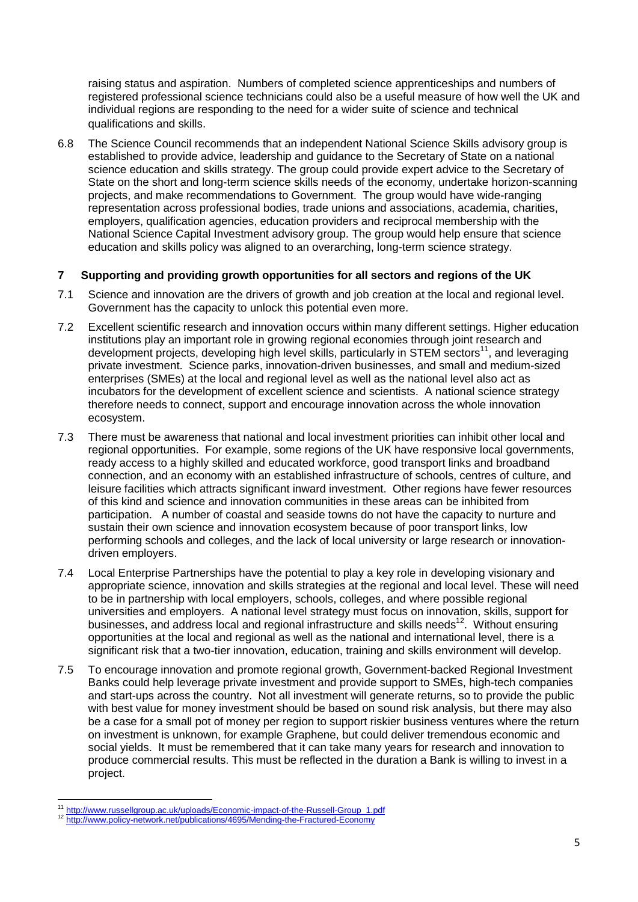raising status and aspiration. Numbers of completed science apprenticeships and numbers of registered professional science technicians could also be a useful measure of how well the UK and individual regions are responding to the need for a wider suite of science and technical qualifications and skills.

6.8 The Science Council recommends that an independent National Science Skills advisory group is established to provide advice, leadership and guidance to the Secretary of State on a national science education and skills strategy. The group could provide expert advice to the Secretary of State on the short and long-term science skills needs of the economy, undertake horizon-scanning projects, and make recommendations to Government. The group would have wide-ranging representation across professional bodies, trade unions and associations, academia, charities, employers, qualification agencies, education providers and reciprocal membership with the National Science Capital Investment advisory group. The group would help ensure that science education and skills policy was aligned to an overarching, long-term science strategy.

## 7 Supporting and providing growth opportunities for all sectors and regions of the UK

7.1 Science and innovation are the drivers of growth and job creation at the local and regional level. Government has the capacity to unlock this potential even more.

7.2 Excellent scientific research and innovation occurs within many different settings. Higher education institutions play an important role in growing regional economies through joint research and development projects, developing high level skills, particularly in STEM sectors[11], and leveraging private investment. Science parks, innovation-driven businesses, and small and medium-sized enterprises (SMEs) at the local and regional level as well as the national level also act as incubators for the development of excellent science and scientists. A national science strategy therefore needs to connect, support and encourage innovation across the whole innovation ecosystem.

7.3 There must be awareness that national and local investment priorities can inhibit other local and regional opportunities. For example, some regions of the UK have responsive local governments, ready access to a highly skilled and educated workforce, good transport links and broadband connection, and an economy with an established infrastructure of schools, centres of culture, and leisure facilities which attracts significant inward investment. Other regions have fewer resources of this kind and science and innovation communities in these areas can be inhibited from participation. A number of coastal and seaside towns do not have the capacity to nurture and sustain their own science and innovation ecosystem because of poor transport links, low performing schools and colleges, and the lack of local university or large research or innovation-driven employers.

7.4 Local Enterprise Partnerships have the potential to play a key role in developing visionary and appropriate science, innovation and skills strategies at the regional and local level. These will need to be in partnership with local employers, schools, colleges, and where possible regional universities and employers. A national level strategy must focus on innovation, skills, support for businesses, and address local and regional infrastructure and skills needs[12]. Without ensuring opportunities at the local and regional as well as the national and international level, there is a significant risk that a two-tier innovation, education, training and skills environment will develop.

7.5 To encourage innovation and promote regional growth, Government-backed Regional Investment Banks could help leverage private investment and provide support to SMEs, high-tech companies and start-ups across the country. Not all investment will generate returns, so to provide the public with best value for money investment should be based on sound risk analysis, but there may also be a case for a small pot of money per region to support riskier business ventures where the return on investment is unknown, for example Graphene, but could deliver tremendous economic and social yields. It must be remembered that it can take many years for research and innovation to produce commercial results. This must be reflected in the duration a Bank is willing to invest in a project.

---

[11] http://www.russellgroup.ac.uk/uploads/Economic-impact-of-the-Russell-Group_1.pdf

[12] http://www.policy-network.net/publications/4695/Mending-the-Fractured-Economy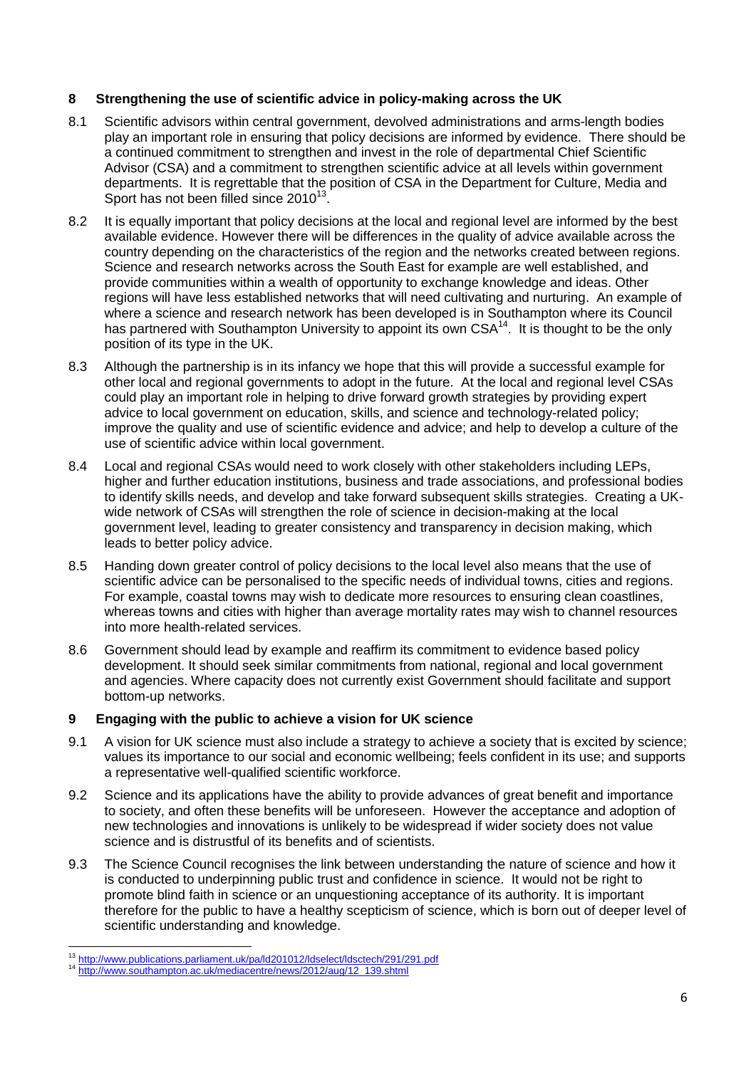## 8 Strengthening the use of scientific advice in policy-making across the UK

8.1 Scientific advisors within central government, devolved administrations and arms-length bodies play an important role in ensuring that policy decisions are informed by evidence. There should be a continued commitment to strengthen and invest in the role of departmental Chief Scientific Advisor (CSA) and a commitment to strengthen scientific advice at all levels within government departments. It is regrettable that the position of CSA in the Department for Culture, Media and Sport has not been filled since 2010[13].

8.2 It is equally important that policy decisions at the local and regional level are informed by the best available evidence. However there will be differences in the quality of advice available across the country depending on the characteristics of the region and the networks created between regions. Science and research networks across the South East for example are well established, and provide communities within a wealth of opportunity to exchange knowledge and ideas. Other regions will have less established networks that will need cultivating and nurturing. An example of where a science and research network has been developed is in Southampton where its Council has partnered with Southampton University to appoint its own CSA[14]. It is thought to be the only position of its type in the UK.

8.3 Although the partnership is in its infancy we hope that this will provide a successful example for other local and regional governments to adopt in the future. At the local and regional level CSAs could play an important role in helping to drive forward growth strategies by providing expert advice to local government on education, skills, and science and technology-related policy; improve the quality and use of scientific evidence and advice; and help to develop a culture of the use of scientific advice within local government.

8.4 Local and regional CSAs would need to work closely with other stakeholders including LEPs, higher and further education institutions, business and trade associations, and professional bodies to identify skills needs, and develop and take forward subsequent skills strategies. Creating a UK-wide network of CSAs will strengthen the role of science in decision-making at the local government level, leading to greater consistency and transparency in decision making, which leads to better policy advice.

8.5 Handing down greater control of policy decisions to the local level also means that the use of scientific advice can be personalised to the specific needs of individual towns, cities and regions. For example, coastal towns may wish to dedicate more resources to ensuring clean coastlines, whereas towns and cities with higher than average mortality rates may wish to channel resources into more health-related services.

8.6 Government should lead by example and reaffirm its commitment to evidence based policy development. It should seek similar commitments from national, regional and local government and agencies. Where capacity does not currently exist Government should facilitate and support bottom-up networks.

## 9 Engaging with the public to achieve a vision for UK science

9.1 A vision for UK science must also include a strategy to achieve a society that is excited by science; values its importance to our social and economic wellbeing; feels confident in its use; and supports a representative well-qualified scientific workforce.

9.2 Science and its applications have the ability to provide advances of great benefit and importance to society, and often these benefits will be unforeseen. However the acceptance and adoption of new technologies and innovations is unlikely to be widespread if wider society does not value science and is distrustful of its benefits and of scientists.

9.3 The Science Council recognises the link between understanding the nature of science and how it is conducted to underpinning public trust and confidence in science. It would not be right to promote blind faith in science or an unquestioning acceptance of its authority. It is important therefore for the public to have a healthy scepticism of science, which is born out of deeper level of scientific understanding and knowledge.

---

[13] http://www.publications.parliament.uk/pa/ld201012/ldselect/ldsctech/291/291.pdf

[14] http://www.southampton.ac.uk/mediacentre/news/2012/aug/12_139.shtml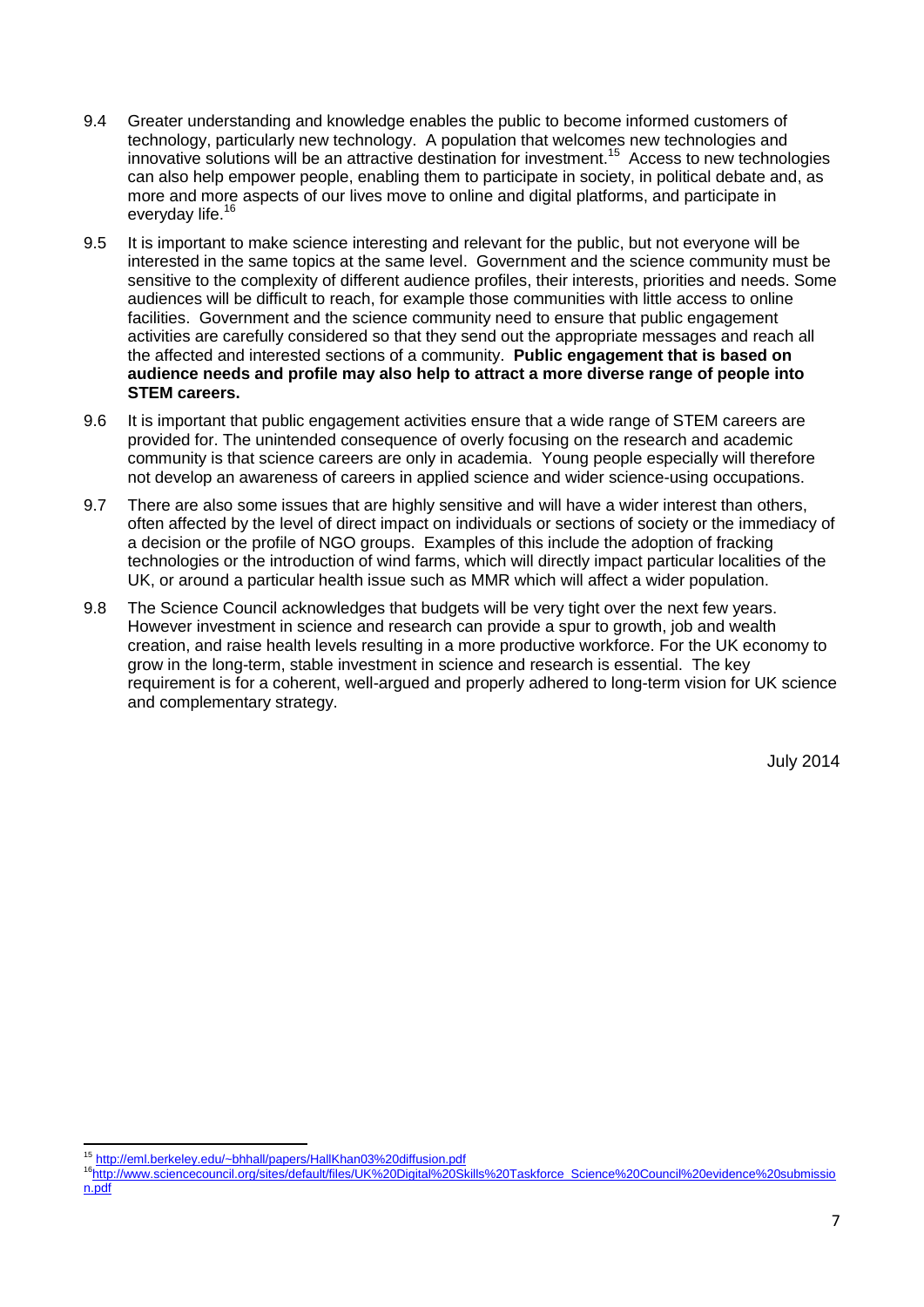9.4 Greater understanding and knowledge enables the public to become informed customers of technology, particularly new technology. A population that welcomes new technologies and innovative solutions will be an attractive destination for investment.[15] Access to new technologies can also help empower people, enabling them to participate in society, in political debate and, as more and more aspects of our lives move to online and digital platforms, and participate in everyday life.[16]

9.5 It is important to make science interesting and relevant for the public, but not everyone will be interested in the same topics at the same level. Government and the science community must be sensitive to the complexity of different audience profiles, their interests, priorities and needs. Some audiences will be difficult to reach, for example those communities with little access to online facilities. Government and the science community need to ensure that public engagement activities are carefully considered so that they send out the appropriate messages and reach all the affected and interested sections of a community. **Public engagement that is based on audience needs and profile may also help to attract a more diverse range of people into STEM careers.**

9.6 It is important that public engagement activities ensure that a wide range of STEM careers are provided for. The unintended consequence of overly focusing on the research and academic community is that science careers are only in academia. Young people especially will therefore not develop an awareness of careers in applied science and wider science-using occupations.

9.7 There are also some issues that are highly sensitive and will have a wider interest than others, often affected by the level of direct impact on individuals or sections of society or the immediacy of a decision or the profile of NGO groups. Examples of this include the adoption of fracking technologies or the introduction of wind farms, which will directly impact particular localities of the UK, or around a particular health issue such as MMR which will affect a wider population.

9.8 The Science Council acknowledges that budgets will be very tight over the next few years. However investment in science and research can provide a spur to growth, job and wealth creation, and raise health levels resulting in a more productive workforce. For the UK economy to grow in the long-term, stable investment in science and research is essential. The key requirement is for a coherent, well-argued and properly adhered to long-term vision for UK science and complementary strategy.

July 2014

---

[15] http://eml.berkeley.edu/~bhhall/papers/HallKhan03%20diffusion.pdf

[16] http://www.sciencecouncil.org/sites/default/files/UK%20Digital%20Skills%20Taskforce_Science%20Council%20evidence%20submission.pdf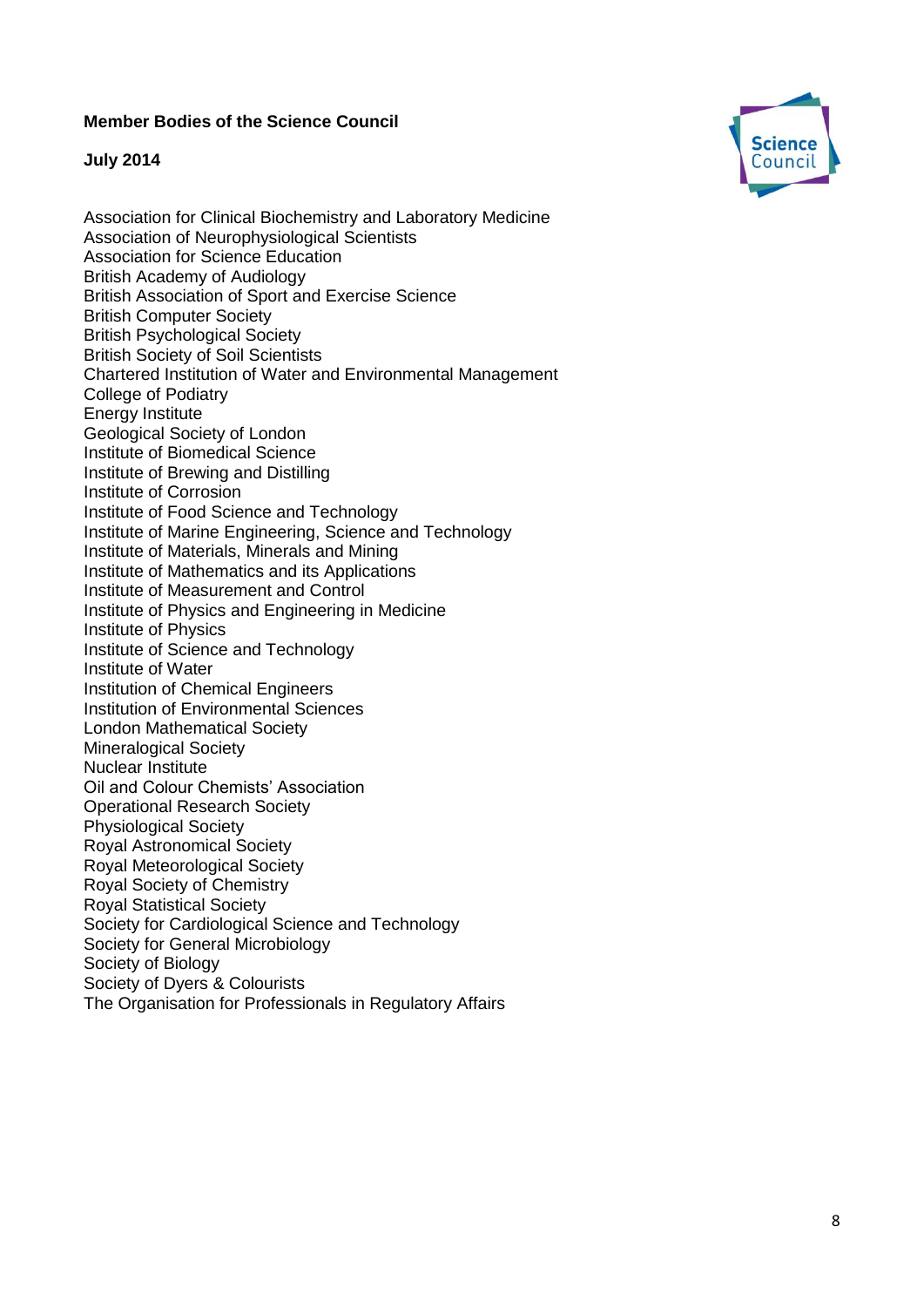**Member Bodies of the Science Council**

**July 2014**

Association for Clinical Biochemistry and Laboratory Medicine
Association of Neurophysiological Scientists
Association for Science Education
British Academy of Audiology
British Association of Sport and Exercise Science
British Computer Society
British Psychological Society
British Society of Soil Scientists
Chartered Institution of Water and Environmental Management
College of Podiatry
Energy Institute
Geological Society of London
Institute of Biomedical Science
Institute of Brewing and Distilling
Institute of Corrosion
Institute of Food Science and Technology
Institute of Marine Engineering, Science and Technology
Institute of Materials, Minerals and Mining
Institute of Mathematics and its Applications
Institute of Measurement and Control
Institute of Physics and Engineering in Medicine
Institute of Physics
Institute of Science and Technology
Institute of Water
Institution of Chemical Engineers
Institution of Environmental Sciences
London Mathematical Society
Mineralogical Society
Nuclear Institute
Oil and Colour Chemists' Association
Operational Research Society
Physiological Society
Royal Astronomical Society
Royal Meteorological Society
Royal Society of Chemistry
Royal Statistical Society
Society for Cardiological Science and Technology
Society for General Microbiology
Society of Biology
Society of Dyers & Colourists
The Organisation for Professionals in Regulatory Affairs